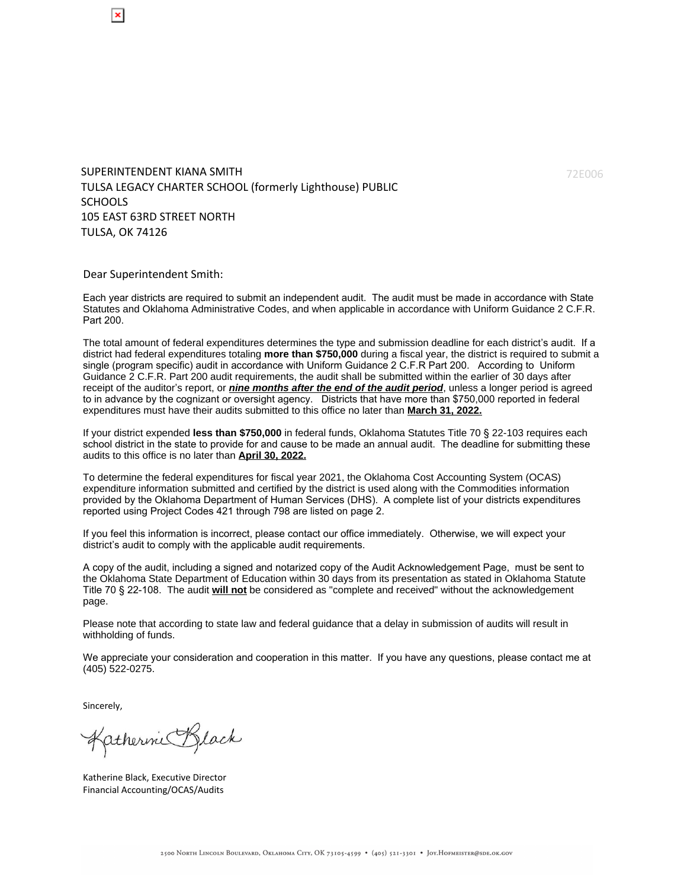SUPERINTENDENT KIANA SMITH  
TULSA LEGACY CHARTER SCHOOL (formerly Lighthouse) PUBLIC SCHOOLS  
105 EAST 63RD STREET NORTH  
TULSA, OK 74126

72E006

Dear Superintendent Smith:

Each year districts are required to submit an independent audit. The audit must be made in accordance with State Statutes and Oklahoma Administrative Codes, and when applicable in accordance with Uniform Guidance 2 C.F.R. Part 200.

The total amount of federal expenditures determines the type and submission deadline for each district's audit. If a district had federal expenditures totaling **more than $750,000** during a fiscal year, the district is required to submit a single (program specific) audit in accordance with Uniform Guidance 2 C.F.R Part 200. According to Uniform Guidance 2 C.F.R. Part 200 audit requirements, the audit shall be submitted within the earlier of 30 days after receipt of the auditor's report, or ***nine months after the end of the audit period***, unless a longer period is agreed to in advance by the cognizant or oversight agency. Districts that have more than $750,000 reported in federal expenditures must have their audits submitted to this office no later than **March 31, 2022.**

If your district expended **less than $750,000** in federal funds, Oklahoma Statutes Title 70 § 22-103 requires each school district in the state to provide for and cause to be made an annual audit. The deadline for submitting these audits to this office is no later than **April 30, 2022.**

To determine the federal expenditures for fiscal year 2021, the Oklahoma Cost Accounting System (OCAS) expenditure information submitted and certified by the district is used along with the Commodities information provided by the Oklahoma Department of Human Services (DHS). A complete list of your districts expenditures reported using Project Codes 421 through 798 are listed on page 2.

If you feel this information is incorrect, please contact our office immediately. Otherwise, we will expect your district's audit to comply with the applicable audit requirements.

A copy of the audit, including a signed and notarized copy of the Audit Acknowledgement Page, must be sent to the Oklahoma State Department of Education within 30 days from its presentation as stated in Oklahoma Statute Title 70 § 22-108. The audit **will not** be considered as "complete and received" without the acknowledgement page.

Please note that according to state law and federal guidance that a delay in submission of audits will result in withholding of funds.

We appreciate your consideration and cooperation in this matter. If you have any questions, please contact me at (405) 522-0275.

Sincerely,

Katherine Black

Katherine Black, Executive Director  
Financial Accounting/OCAS/Audits

2500 North Lincoln Boulevard, Oklahoma City, OK 73105-4599 • (405) 521-3301 • Joy.Hofmeister@sde.ok.gov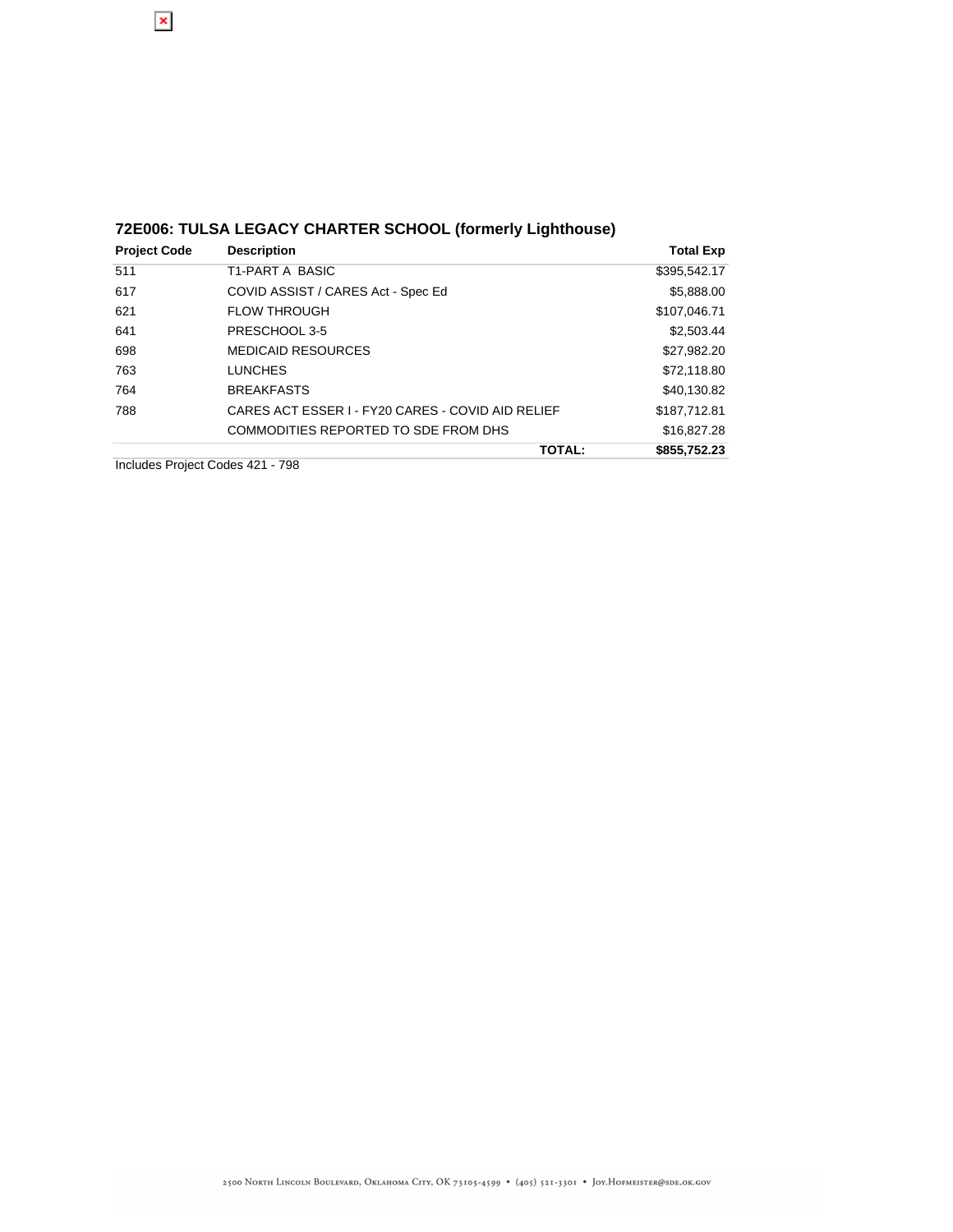### 72E006: TULSA LEGACY CHARTER SCHOOL (formerly Lighthouse)

| Project Code | Description | Total Exp |
|---|---|---|
| 511 | T1-PART A BASIC | $395,542.17 |
| 617 | COVID ASSIST / CARES Act - Spec Ed | $5,888.00 |
| 621 | FLOW THROUGH | $107,046.71 |
| 641 | PRESCHOOL 3-5 | $2,503.44 |
| 698 | MEDICAID RESOURCES | $27,982.20 |
| 763 | LUNCHES | $72,118.80 |
| 764 | BREAKFASTS | $40,130.82 |
| 788 | CARES ACT ESSER I - FY20 CARES - COVID AID RELIEF | $187,712.81 |
| | COMMODITIES REPORTED TO SDE FROM DHS | $16,827.28 |
| | **TOTAL:** | **$855,752.23** |

Includes Project Codes 421 - 798

2500 North Lincoln Boulevard, Oklahoma City, OK 73105-4599 • (405) 521-3301 • Joy.Hofmeister@sde.ok.gov